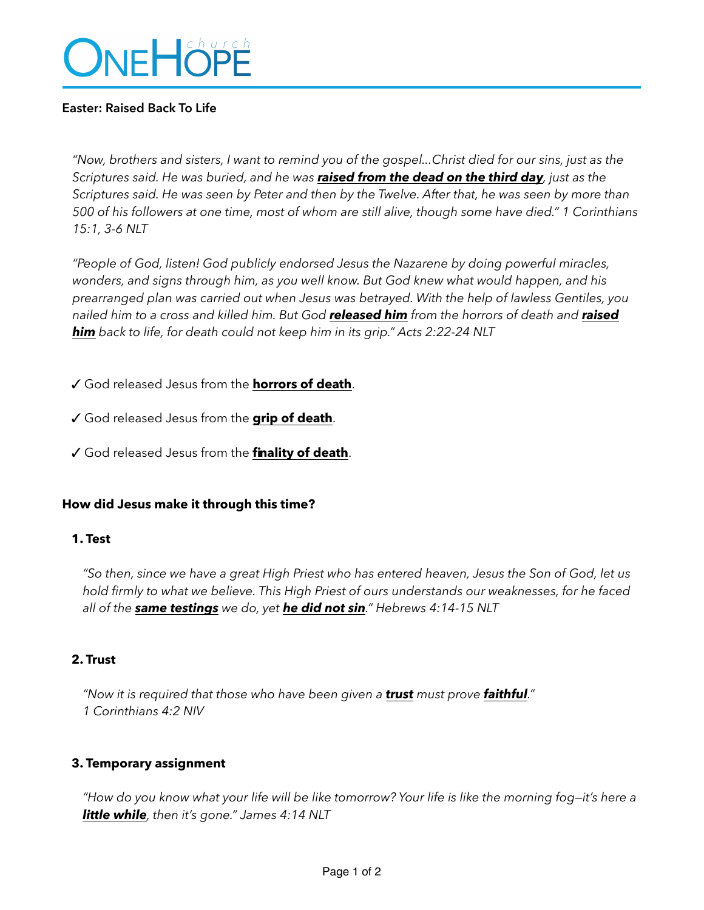# ONEHOPE church

**Easter: Raised Back To Life**

*"Now, brothers and sisters, I want to remind you of the gospel…Christ died for our sins, just as the Scriptures said. He was buried, and he was **raised from the dead on the third day**, just as the Scriptures said. He was seen by Peter and then by the Twelve. After that, he was seen by more than 500 of his followers at one time, most of whom are still alive, though some have died." 1 Corinthians 15:1, 3-6 NLT*

*"People of God, listen! God publicly endorsed Jesus the Nazarene by doing powerful miracles, wonders, and signs through him, as you well know. But God knew what would happen, and his prearranged plan was carried out when Jesus was betrayed. With the help of lawless Gentiles, you nailed him to a cross and killed him. But God **released him** from the horrors of death and **raised him** back to life, for death could not keep him in its grip." Acts 2:22-24 NLT*

✓ God released Jesus from the **horrors of death**.

✓ God released Jesus from the **grip of death**.

✓ God released Jesus from the **finality of death**.

### How did Jesus make it through this time?

**1. Test**

*"So then, since we have a great High Priest who has entered heaven, Jesus the Son of God, let us hold firmly to what we believe. This High Priest of ours understands our weaknesses, for he faced all of the **same testings** we do, yet **he did not sin**." Hebrews 4:14-15 NLT*

**2. Trust**

*"Now it is required that those who have been given a **trust** must prove **faithful**."*
*1 Corinthians 4:2 NIV*

**3. Temporary assignment**

*"How do you know what your life will be like tomorrow? Your life is like the morning fog—it's here a **little while**, then it's gone." James 4:14 NLT*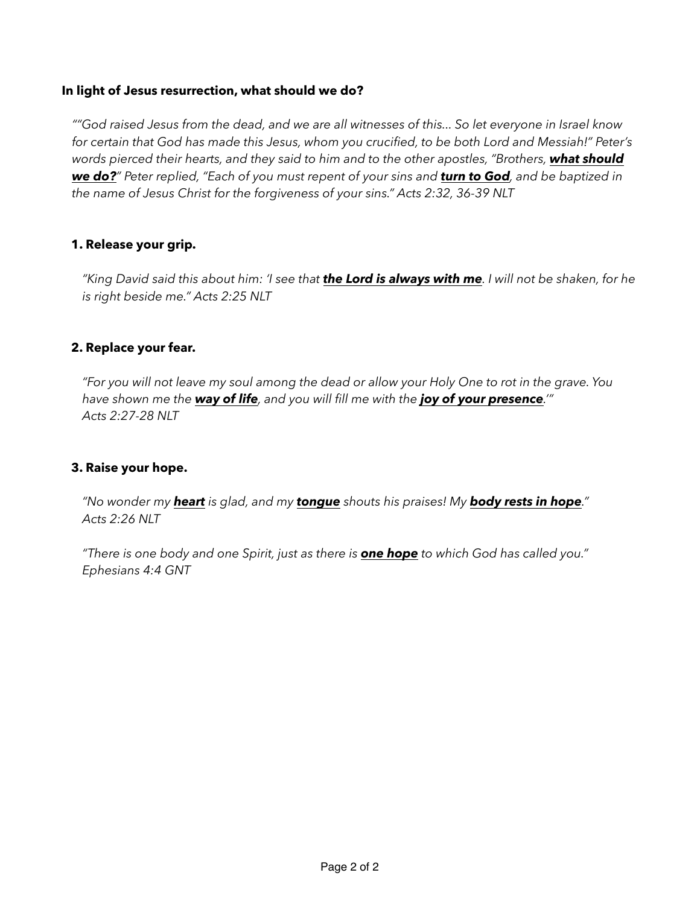**In light of Jesus resurrection, what should we do?**

*""God raised Jesus from the dead, and we are all witnesses of this... So let everyone in Israel know for certain that God has made this Jesus, whom you crucified, to be both Lord and Messiah!" Peter's words pierced their hearts, and they said to him and to the other apostles, "Brothers, **<u>what should we do?</u>**" Peter replied, "Each of you must repent of your sins and **<u>turn to God</u>**, and be baptized in the name of Jesus Christ for the forgiveness of your sins." Acts 2:32, 36-39 NLT*

**1. Release your grip.**

*"King David said this about him: 'I see that **<u>the Lord is always with me</u>**. I will not be shaken, for he is right beside me." Acts 2:25 NLT*

**2. Replace your fear.**

*"For you will not leave my soul among the dead or allow your Holy One to rot in the grave. You have shown me the **<u>way of life</u>**, and you will fill me with the **<u>joy of your presence</u>**.'" Acts 2:27-28 NLT*

**3. Raise your hope.**

*"No wonder my **<u>heart</u>** is glad, and my **<u>tongue</u>** shouts his praises! My **<u>body rests in hope</u>**." Acts 2:26 NLT*

*"There is one body and one Spirit, just as there is **<u>one hope</u>** to which God has called you." Ephesians 4:4 GNT*